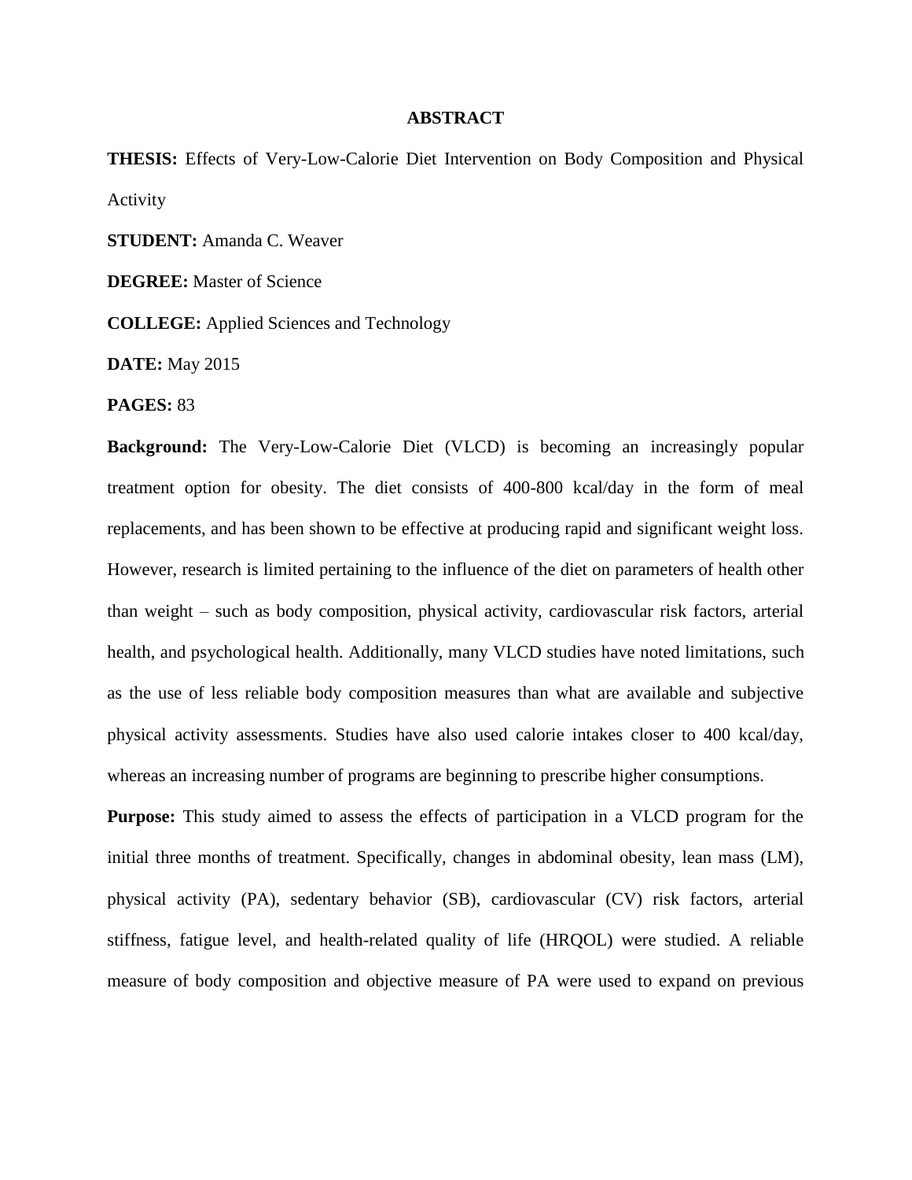## ABSTRACT

**THESIS:** Effects of Very-Low-Calorie Diet Intervention on Body Composition and Physical Activity

**STUDENT:** Amanda C. Weaver

**DEGREE:** Master of Science

**COLLEGE:** Applied Sciences and Technology

**DATE:** May 2015

**PAGES:** 83

**Background:** The Very-Low-Calorie Diet (VLCD) is becoming an increasingly popular treatment option for obesity. The diet consists of 400-800 kcal/day in the form of meal replacements, and has been shown to be effective at producing rapid and significant weight loss. However, research is limited pertaining to the influence of the diet on parameters of health other than weight – such as body composition, physical activity, cardiovascular risk factors, arterial health, and psychological health. Additionally, many VLCD studies have noted limitations, such as the use of less reliable body composition measures than what are available and subjective physical activity assessments. Studies have also used calorie intakes closer to 400 kcal/day, whereas an increasing number of programs are beginning to prescribe higher consumptions.

**Purpose:** This study aimed to assess the effects of participation in a VLCD program for the initial three months of treatment. Specifically, changes in abdominal obesity, lean mass (LM), physical activity (PA), sedentary behavior (SB), cardiovascular (CV) risk factors, arterial stiffness, fatigue level, and health-related quality of life (HRQOL) were studied. A reliable measure of body composition and objective measure of PA were used to expand on previous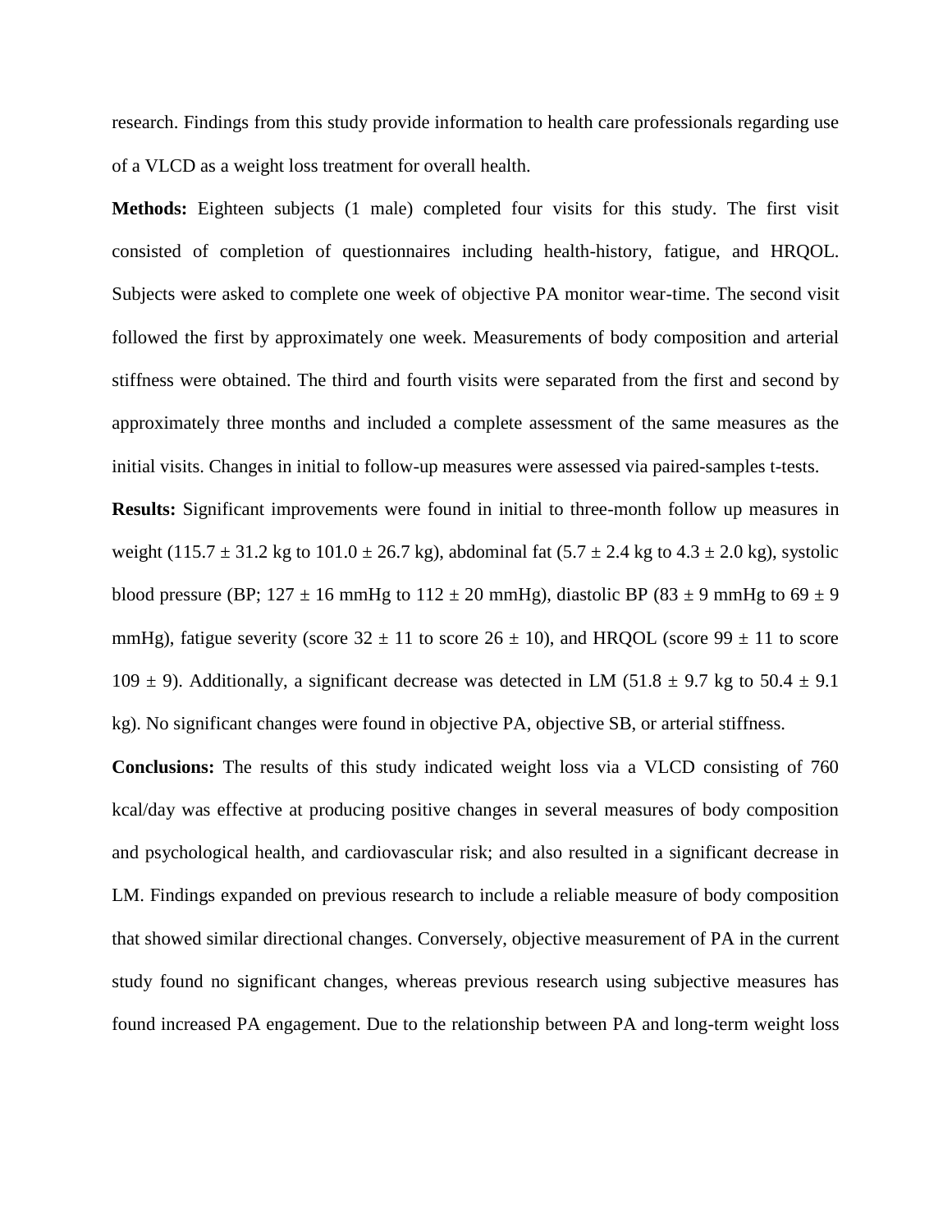research. Findings from this study provide information to health care professionals regarding use of a VLCD as a weight loss treatment for overall health.

**Methods:** Eighteen subjects (1 male) completed four visits for this study. The first visit consisted of completion of questionnaires including health-history, fatigue, and HRQOL. Subjects were asked to complete one week of objective PA monitor wear-time. The second visit followed the first by approximately one week. Measurements of body composition and arterial stiffness were obtained. The third and fourth visits were separated from the first and second by approximately three months and included a complete assessment of the same measures as the initial visits. Changes in initial to follow-up measures were assessed via paired-samples t-tests.

**Results:** Significant improvements were found in initial to three-month follow up measures in weight ($115.7 \pm 31.2$ kg to $101.0 \pm 26.7$ kg), abdominal fat ($5.7 \pm 2.4$ kg to $4.3 \pm 2.0$ kg), systolic blood pressure (BP; $127 \pm 16$ mmHg to $112 \pm 20$ mmHg), diastolic BP ($83 \pm 9$ mmHg to $69 \pm 9$ mmHg), fatigue severity (score $32 \pm 11$ to score $26 \pm 10$), and HRQOL (score $99 \pm 11$ to score $109 \pm 9$). Additionally, a significant decrease was detected in LM ($51.8 \pm 9.7$ kg to $50.4 \pm 9.1$ kg). No significant changes were found in objective PA, objective SB, or arterial stiffness.

**Conclusions:** The results of this study indicated weight loss via a VLCD consisting of 760 kcal/day was effective at producing positive changes in several measures of body composition and psychological health, and cardiovascular risk; and also resulted in a significant decrease in LM. Findings expanded on previous research to include a reliable measure of body composition that showed similar directional changes. Conversely, objective measurement of PA in the current study found no significant changes, whereas previous research using subjective measures has found increased PA engagement. Due to the relationship between PA and long-term weight loss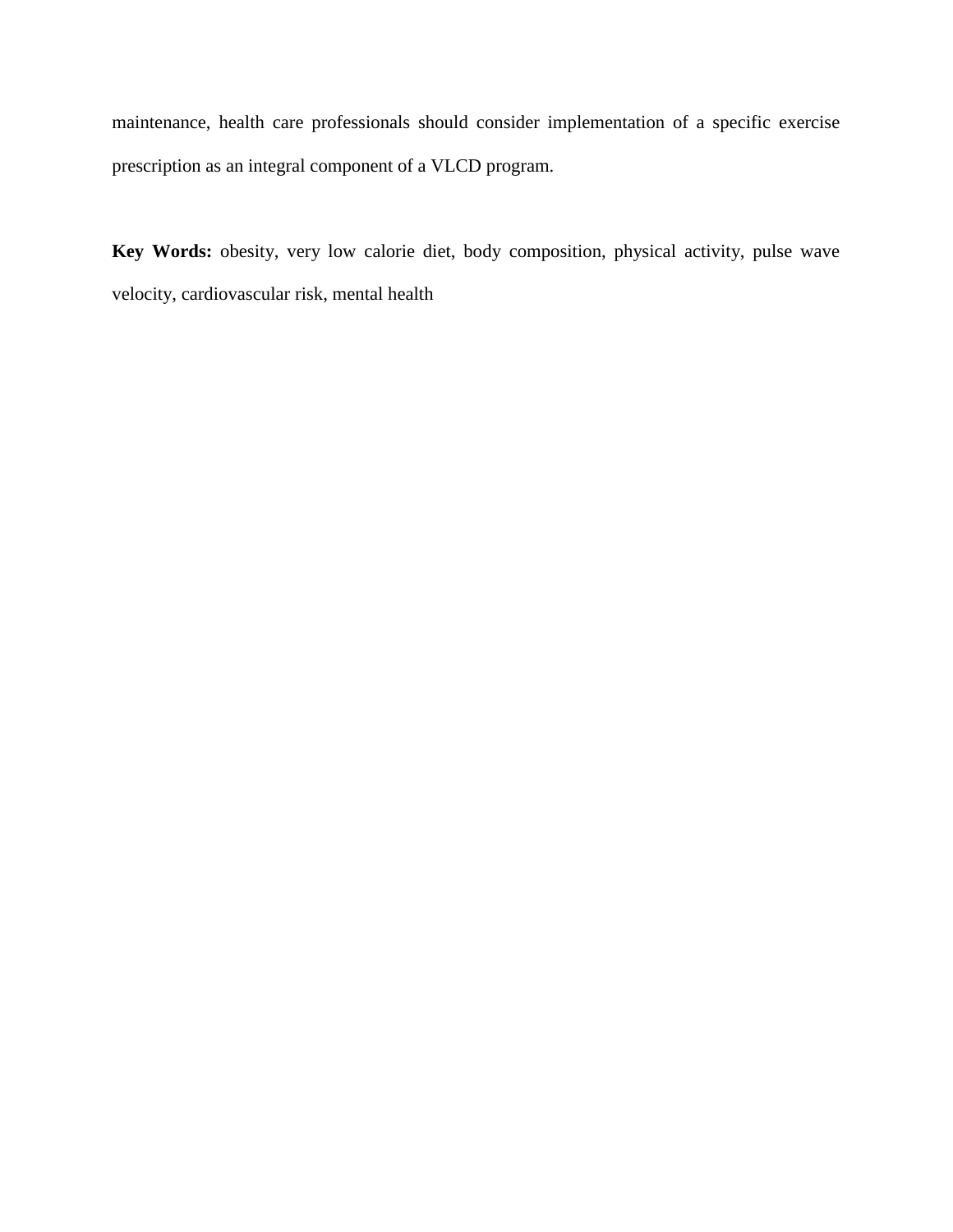maintenance, health care professionals should consider implementation of a specific exercise prescription as an integral component of a VLCD program.

**Key Words:** obesity, very low calorie diet, body composition, physical activity, pulse wave velocity, cardiovascular risk, mental health